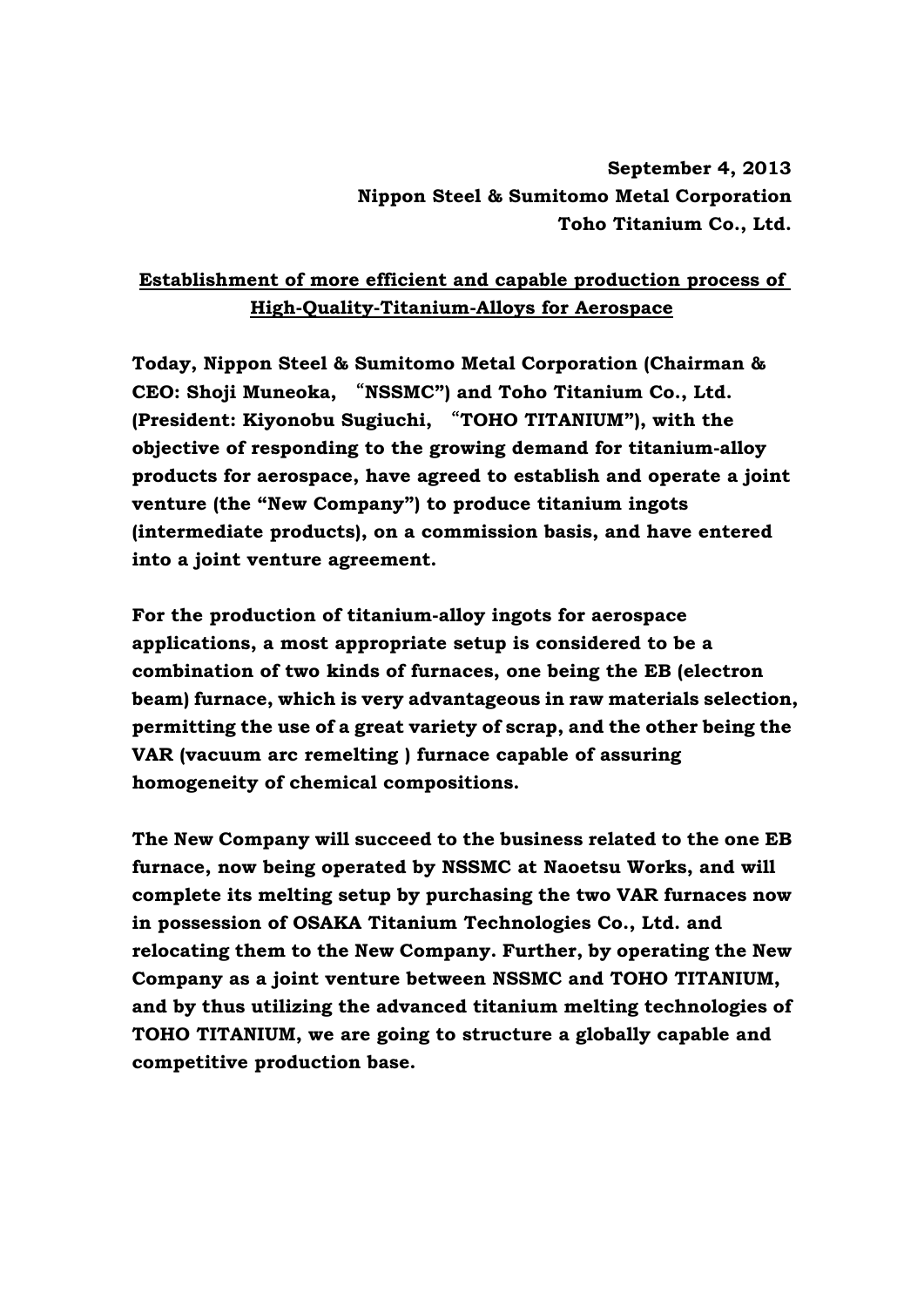**September 4, 2013**
**Nippon Steel & Sumitomo Metal Corporation**
**Toho Titanium Co., Ltd.**

## Establishment of more efficient and capable production process of High-Quality-Titanium-Alloys for Aerospace

**Today, Nippon Steel & Sumitomo Metal Corporation (Chairman & CEO: Shoji Muneoka, “NSSMC”) and Toho Titanium Co., Ltd. (President: Kiyonobu Sugiuchi, “TOHO TITANIUM”), with the objective of responding to the growing demand for titanium-alloy products for aerospace, have agreed to establish and operate a joint venture (the “New Company”) to produce titanium ingots (intermediate products), on a commission basis, and have entered into a joint venture agreement.**

**For the production of titanium-alloy ingots for aerospace applications, a most appropriate setup is considered to be a combination of two kinds of furnaces, one being the EB (electron beam) furnace, which is very advantageous in raw materials selection, permitting the use of a great variety of scrap, and the other being the VAR (vacuum arc remelting ) furnace capable of assuring homogeneity of chemical compositions.**

**The New Company will succeed to the business related to the one EB furnace, now being operated by NSSMC at Naoetsu Works, and will complete its melting setup by purchasing the two VAR furnaces now in possession of OSAKA Titanium Technologies Co., Ltd. and relocating them to the New Company. Further, by operating the New Company as a joint venture between NSSMC and TOHO TITANIUM, and by thus utilizing the advanced titanium melting technologies of TOHO TITANIUM, we are going to structure a globally capable and competitive production base.**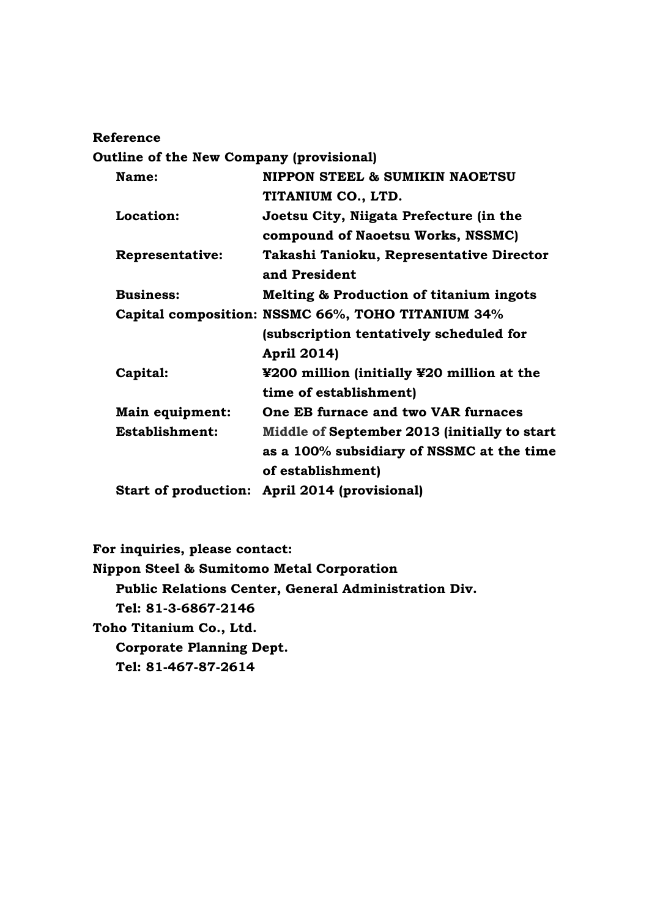**Reference**

**Outline of the New Company (provisional)**

| | |
|---|---|
| **Name:** | **NIPPON STEEL & SUMIKIN NAOETSU TITANIUM CO., LTD.** |
| **Location:** | **Joetsu City, Niigata Prefecture (in the compound of Naoetsu Works, NSSMC)** |
| **Representative:** | **Takashi Tanioku, Representative Director and President** |
| **Business:** | **Melting & Production of titanium ingots** |
| **Capital composition:** | **NSSMC 66%, TOHO TITANIUM 34% (subscription tentatively scheduled for April 2014)** |
| **Capital:** | **¥200 million (initially ¥20 million at the time of establishment)** |
| **Main equipment:** | **One EB furnace and two VAR furnaces** |
| **Establishment:** | **Middle of September 2013 (initially to start as a 100% subsidiary of NSSMC at the time of establishment)** |
| **Start of production:** | **April 2014 (provisional)** |

**For inquiries, please contact:**

**Nippon Steel & Sumitomo Metal Corporation**

**Public Relations Center, General Administration Div.**

**Tel: 81-3-6867-2146**

**Toho Titanium Co., Ltd.**

**Corporate Planning Dept.**

**Tel: 81-467-87-2614**